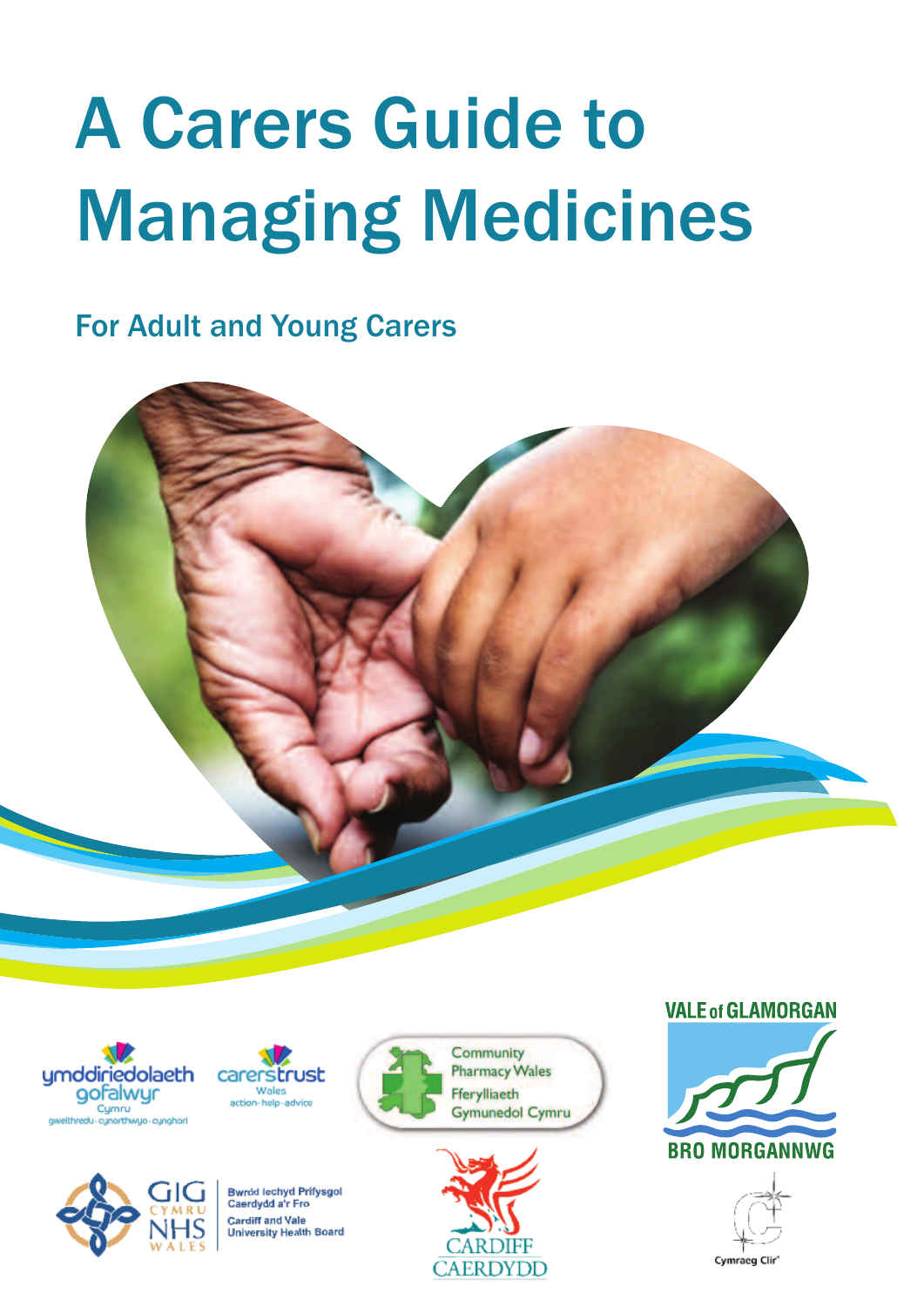# A Carers Guide to Managing Medicines

## For Adult and Young Carers

ymddiriedolaeth gofalwyr Cymru
gweithredu · cynorthwyo · cynghori

carers trust Wales
action · help · advice

Community Pharmacy Wales
Fferylliaeth Gymunedol Cymru

VALE of GLAMORGAN
BRO MORGANNWG

GIG CYMRU NHS WALES
Bwrdd Iechyd Prifysgol Caerdydd a'r Fro
Cardiff and Vale University Health Board

CARDIFF
CAERDYDD

Cymraeg Clir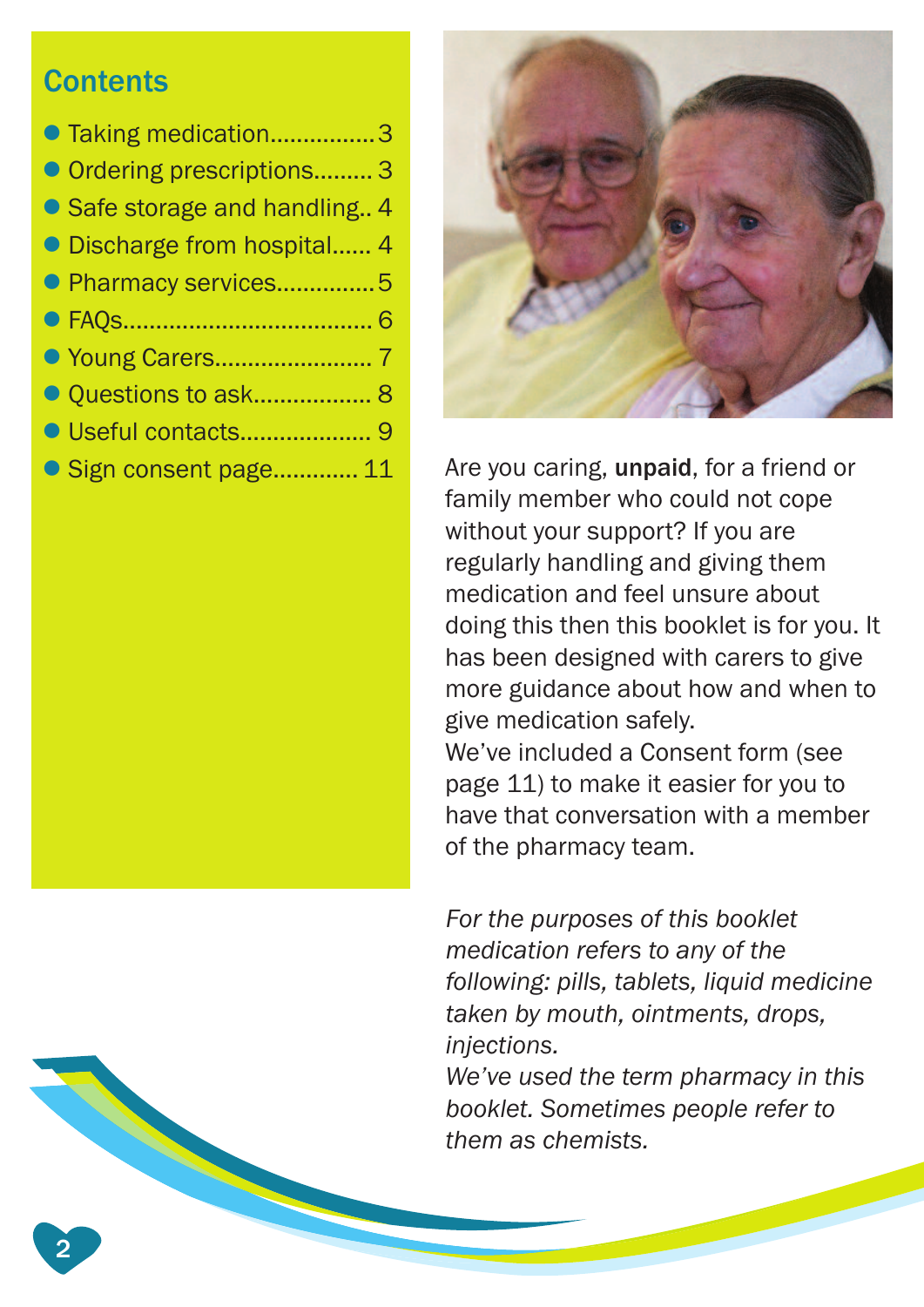## Contents

- Taking medication................3
- Ordering prescriptions......... 3
- Safe storage and handling.. 4
- Discharge from hospital...... 4
- Pharmacy services...............5
- FAQs.................................... 6
- Young Carers........................ 7
- Questions to ask.................. 8
- Useful contacts.................... 9
- Sign consent page............. 11

Are you caring, **unpaid**, for a friend or family member who could not cope without your support? If you are regularly handling and giving them medication and feel unsure about doing this then this booklet is for you. It has been designed with carers to give more guidance about how and when to give medication safely.

We've included a Consent form (see page 11) to make it easier for you to have that conversation with a member of the pharmacy team.

*For the purposes of this booklet medication refers to any of the following: pills, tablets, liquid medicine taken by mouth, ointments, drops, injections.*

*We've used the term pharmacy in this booklet. Sometimes people refer to them as chemists.*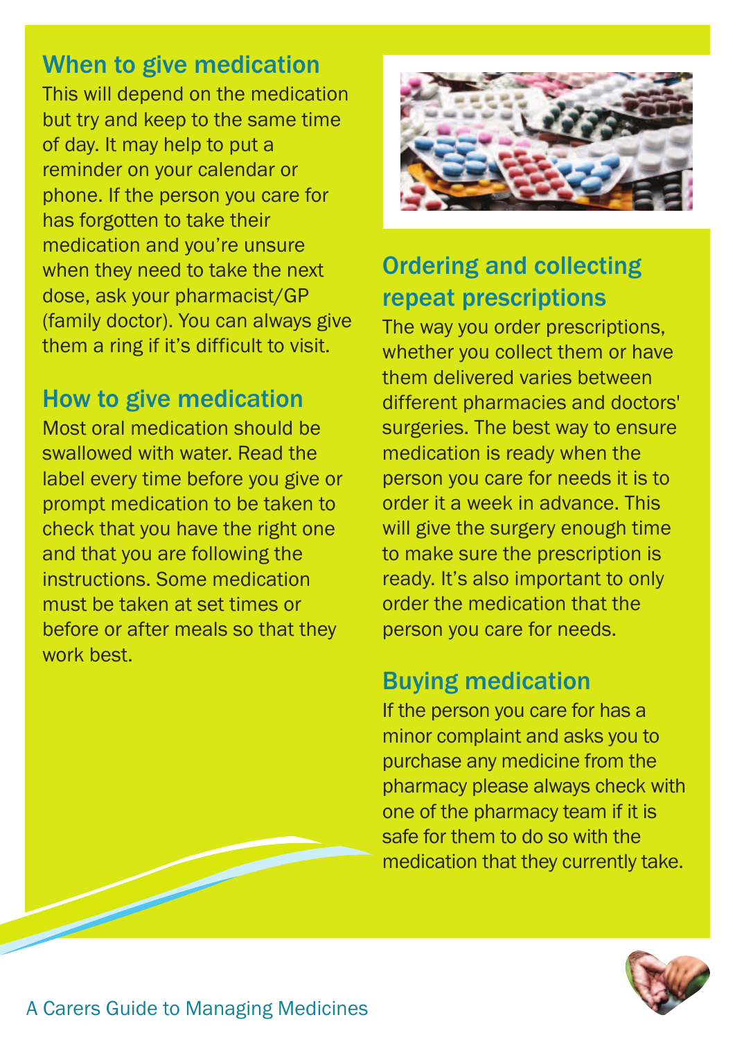## When to give medication

This will depend on the medication but try and keep to the same time of day. It may help to put a reminder on your calendar or phone. If the person you care for has forgotten to take their medication and you're unsure when they need to take the next dose, ask your pharmacist/GP (family doctor). You can always give them a ring if it's difficult to visit.

## How to give medication

Most oral medication should be swallowed with water. Read the label every time before you give or prompt medication to be taken to check that you have the right one and that you are following the instructions. Some medication must be taken at set times or before or after meals so that they work best.

## Ordering and collecting repeat prescriptions

The way you order prescriptions, whether you collect them or have them delivered varies between different pharmacies and doctors' surgeries. The best way to ensure medication is ready when the person you care for needs it is to order it a week in advance. This will give the surgery enough time to make sure the prescription is ready. It's also important to only order the medication that the person you care for needs.

## Buying medication

If the person you care for has a minor complaint and asks you to purchase any medicine from the pharmacy please always check with one of the pharmacy team if it is safe for them to do so with the medication that they currently take.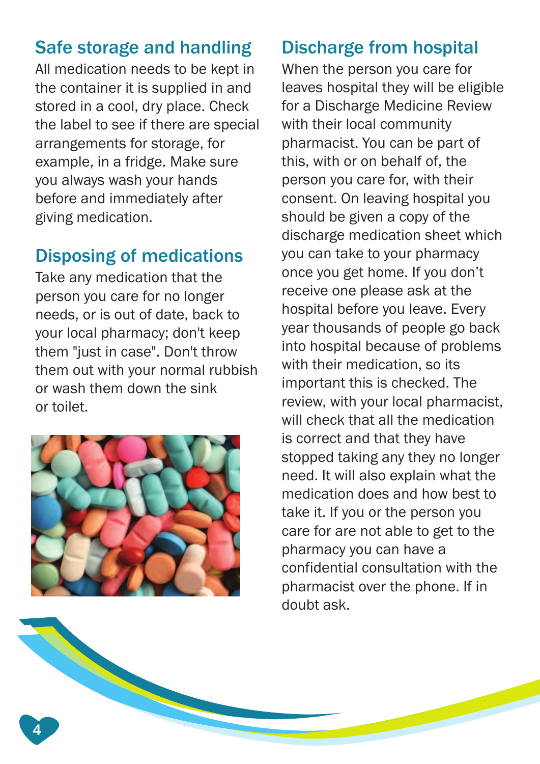## Safe storage and handling

All medication needs to be kept in the container it is supplied in and stored in a cool, dry place. Check the label to see if there are special arrangements for storage, for example, in a fridge. Make sure you always wash your hands before and immediately after giving medication.

## Disposing of medications

Take any medication that the person you care for no longer needs, or is out of date, back to your local pharmacy; don't keep them "just in case". Don't throw them out with your normal rubbish or wash them down the sink or toilet.

## Discharge from hospital

When the person you care for leaves hospital they will be eligible for a Discharge Medicine Review with their local community pharmacist. You can be part of this, with or on behalf of, the person you care for, with their consent. On leaving hospital you should be given a copy of the discharge medication sheet which you can take to your pharmacy once you get home. If you don't receive one please ask at the hospital before you leave. Every year thousands of people go back into hospital because of problems with their medication, so its important this is checked. The review, with your local pharmacist, will check that all the medication is correct and that they have stopped taking any they no longer need. It will also explain what the medication does and how best to take it. If you or the person you care for are not able to get to the pharmacy you can have a confidential consultation with the pharmacist over the phone. If in doubt ask.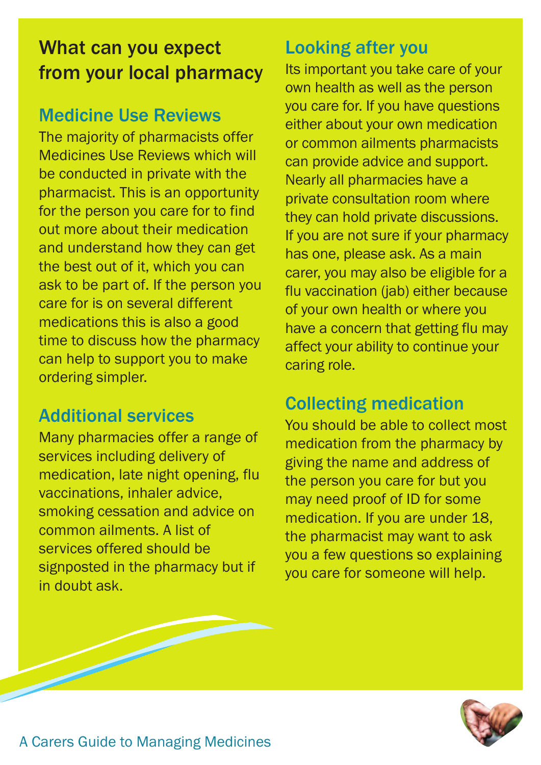# What can you expect from your local pharmacy

## Medicine Use Reviews

The majority of pharmacists offer Medicines Use Reviews which will be conducted in private with the pharmacist. This is an opportunity for the person you care for to find out more about their medication and understand how they can get the best out of it, which you can ask to be part of. If the person you care for is on several different medications this is also a good time to discuss how the pharmacy can help to support you to make ordering simpler.

## Additional services

Many pharmacies offer a range of services including delivery of medication, late night opening, flu vaccinations, inhaler advice, smoking cessation and advice on common ailments. A list of services offered should be signposted in the pharmacy but if in doubt ask.

## Looking after you

Its important you take care of your own health as well as the person you care for. If you have questions either about your own medication or common ailments pharmacists can provide advice and support. Nearly all pharmacies have a private consultation room where they can hold private discussions. If you are not sure if your pharmacy has one, please ask. As a main carer, you may also be eligible for a flu vaccination (jab) either because of your own health or where you have a concern that getting flu may affect your ability to continue your caring role.

## Collecting medication

You should be able to collect most medication from the pharmacy by giving the name and address of the person you care for but you may need proof of ID for some medication. If you are under 18, the pharmacist may want to ask you a few questions so explaining you care for someone will help.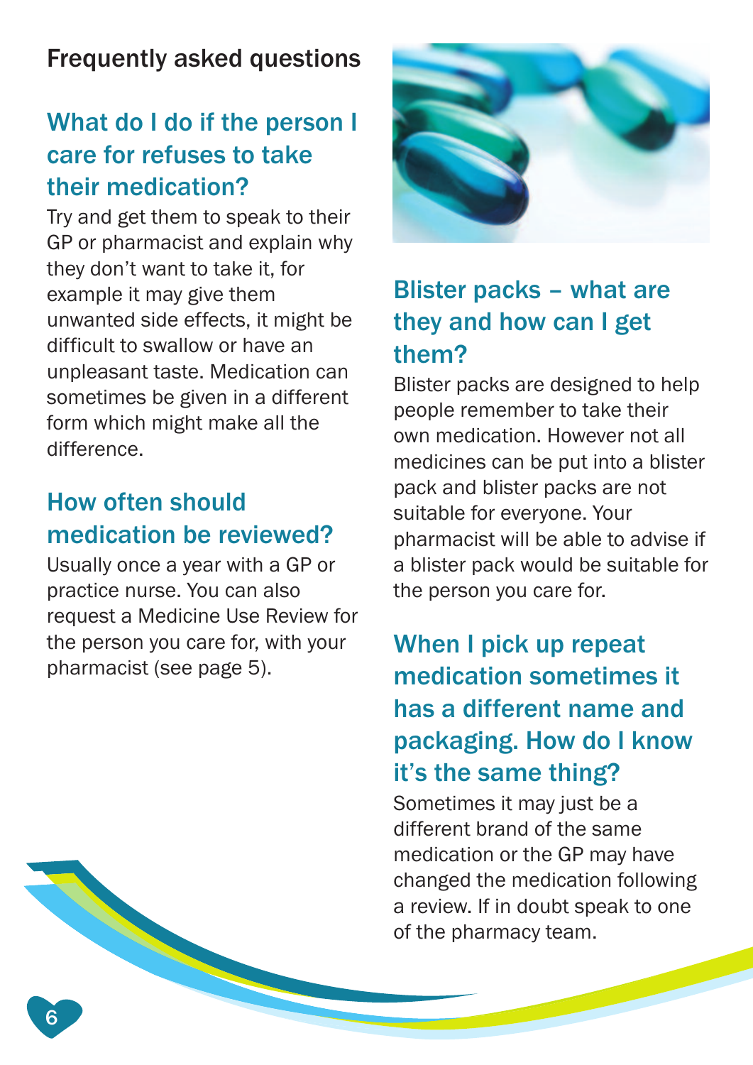## Frequently asked questions

### What do I do if the person I care for refuses to take their medication?

Try and get them to speak to their GP or pharmacist and explain why they don't want to take it, for example it may give them unwanted side effects, it might be difficult to swallow or have an unpleasant taste. Medication can sometimes be given in a different form which might make all the difference.

### How often should medication be reviewed?

Usually once a year with a GP or practice nurse. You can also request a Medicine Use Review for the person you care for, with your pharmacist (see page 5).

### Blister packs – what are they and how can I get them?

Blister packs are designed to help people remember to take their own medication. However not all medicines can be put into a blister pack and blister packs are not suitable for everyone. Your pharmacist will be able to advise if a blister pack would be suitable for the person you care for.

### When I pick up repeat medication sometimes it has a different name and packaging. How do I know it's the same thing?

Sometimes it may just be a different brand of the same medication or the GP may have changed the medication following a review. If in doubt speak to one of the pharmacy team.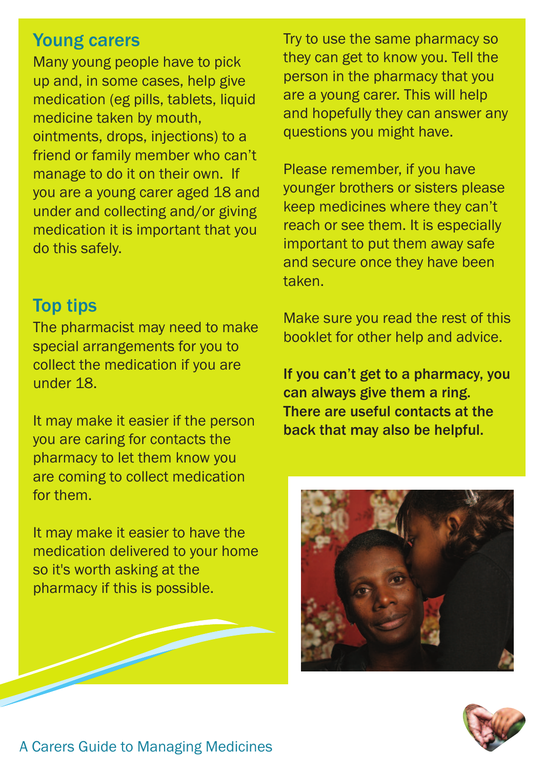## Young carers

Many young people have to pick up and, in some cases, help give medication (eg pills, tablets, liquid medicine taken by mouth, ointments, drops, injections) to a friend or family member who can't manage to do it on their own. If you are a young carer aged 18 and under and collecting and/or giving medication it is important that you do this safely.

## Top tips

The pharmacist may need to make special arrangements for you to collect the medication if you are under 18.

It may make it easier if the person you are caring for contacts the pharmacy to let them know you are coming to collect medication for them.

It may make it easier to have the medication delivered to your home so it's worth asking at the pharmacy if this is possible.

Try to use the same pharmacy so they can get to know you. Tell the person in the pharmacy that you are a young carer. This will help and hopefully they can answer any questions you might have.

Please remember, if you have younger brothers or sisters please keep medicines where they can't reach or see them. It is especially important to put them away safe and secure once they have been taken.

Make sure you read the rest of this booklet for other help and advice.

**If you can't get to a pharmacy, you can always give them a ring. There are useful contacts at the back that may also be helpful.**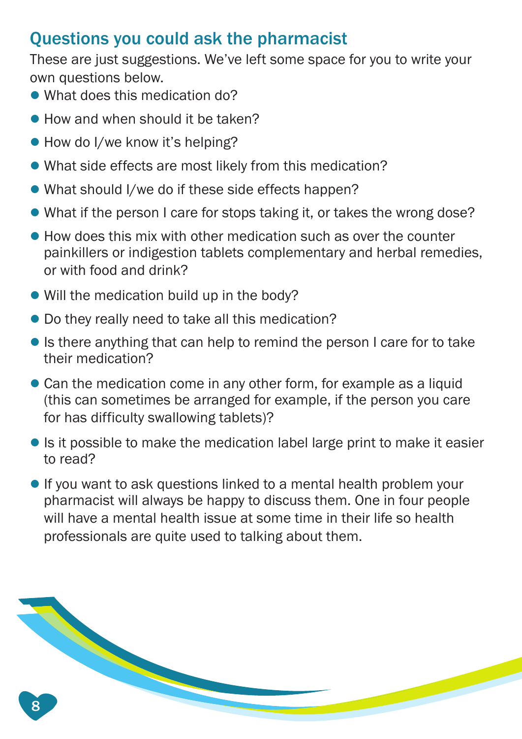## Questions you could ask the pharmacist

These are just suggestions. We've left some space for you to write your own questions below.

- What does this medication do?
- How and when should it be taken?
- How do I/we know it's helping?
- What side effects are most likely from this medication?
- What should I/we do if these side effects happen?
- What if the person I care for stops taking it, or takes the wrong dose?
- How does this mix with other medication such as over the counter painkillers or indigestion tablets complementary and herbal remedies, or with food and drink?
- Will the medication build up in the body?
- Do they really need to take all this medication?
- Is there anything that can help to remind the person I care for to take their medication?
- Can the medication come in any other form, for example as a liquid (this can sometimes be arranged for example, if the person you care for has difficulty swallowing tablets)?
- Is it possible to make the medication label large print to make it easier to read?
- If you want to ask questions linked to a mental health problem your pharmacist will always be happy to discuss them. One in four people will have a mental health issue at some time in their life so health professionals are quite used to talking about them.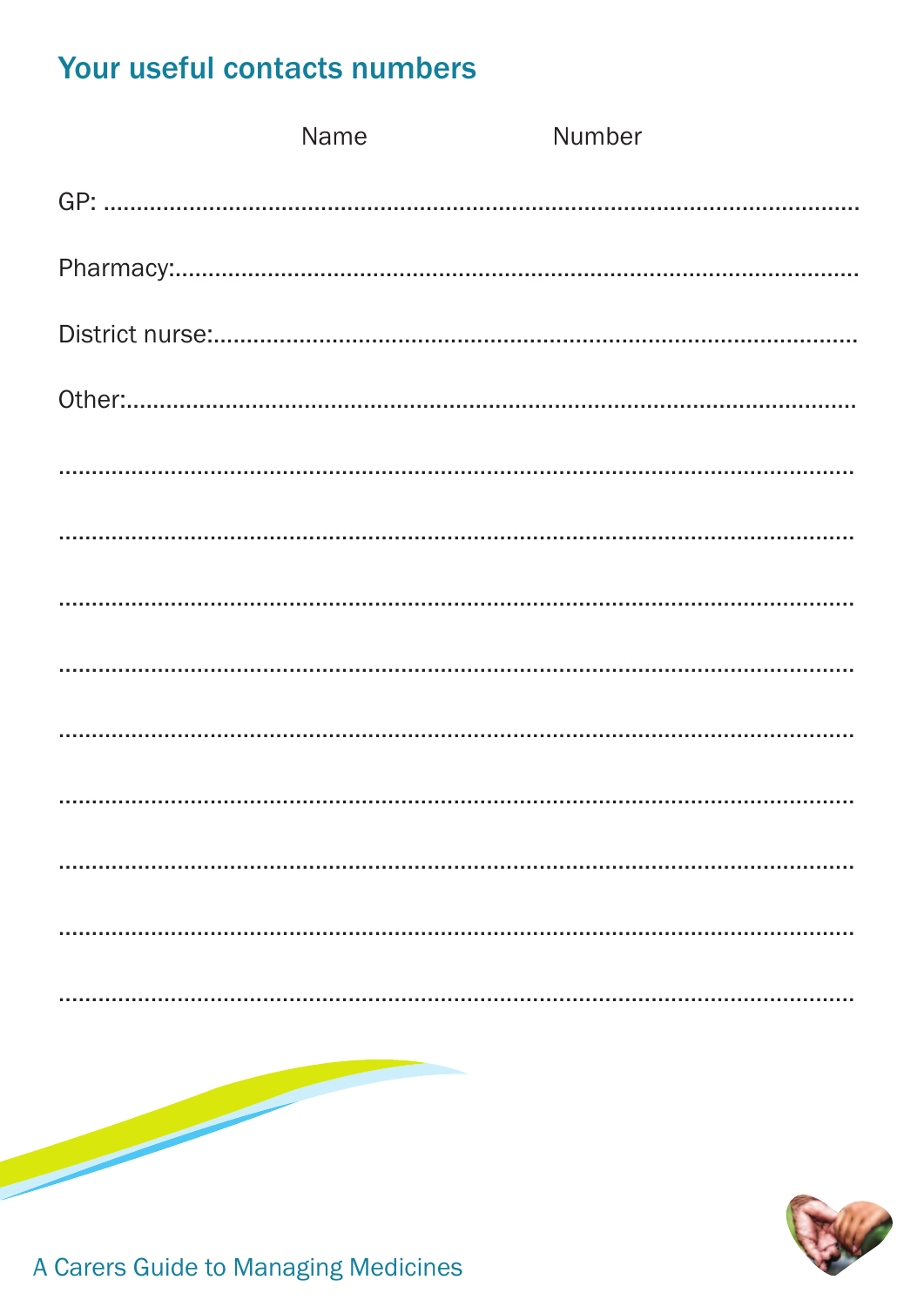## Your useful contacts numbers

Name Number

GP: ..........................................................................................................

Pharmacy:...................................................................................................

District nurse:.............................................................................................

Other:..........................................................................................................

..................................................................................................................

..................................................................................................................

..................................................................................................................

..................................................................................................................

..................................................................................................................

..................................................................................................................

..................................................................................................................

..................................................................................................................

..................................................................................................................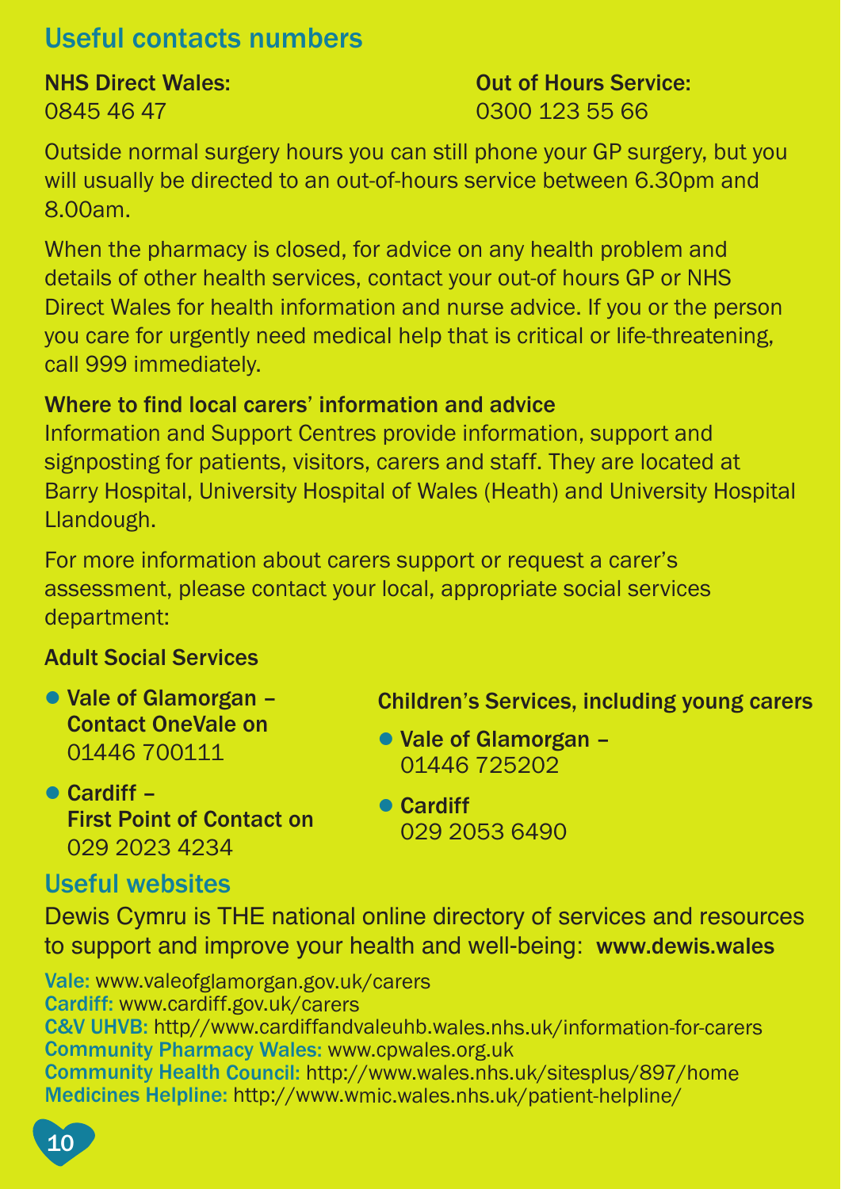## Useful contacts numbers

**NHS Direct Wales:**
0845 46 47

**Out of Hours Service:**
0300 123 55 66

Outside normal surgery hours you can still phone your GP surgery, but you will usually be directed to an out-of-hours service between 6.30pm and 8.00am.

When the pharmacy is closed, for advice on any health problem and details of other health services, contact your out-of hours GP or NHS Direct Wales for health information and nurse advice. If you or the person you care for urgently need medical help that is critical or life-threatening, call 999 immediately.

**Where to find local carers' information and advice**
Information and Support Centres provide information, support and signposting for patients, visitors, carers and staff. They are located at Barry Hospital, University Hospital of Wales (Heath) and University Hospital Llandough.

For more information about carers support or request a carer's assessment, please contact your local, appropriate social services department:

**Adult Social Services**

- **Vale of Glamorgan – Contact OneVale on** 01446 700111
- **Cardiff – First Point of Contact on** 029 2023 4234

**Children's Services, including young carers**

- **Vale of Glamorgan –** 01446 725202
- **Cardiff** 029 2053 6490

## Useful websites

Dewis Cymru is THE national online directory of services and resources to support and improve your health and well-being: **www.dewis.wales**

Vale: www.valeofglamorgan.gov.uk/carers
Cardiff: www.cardiff.gov.uk/carers
C&V UHVB: http//www.cardiffandvaleuhb.wales.nhs.uk/information-for-carers
Community Pharmacy Wales: www.cpwales.org.uk
Community Health Council: http://www.wales.nhs.uk/sitesplus/897/home
Medicines Helpline: http://www.wmic.wales.nhs.uk/patient-helpline/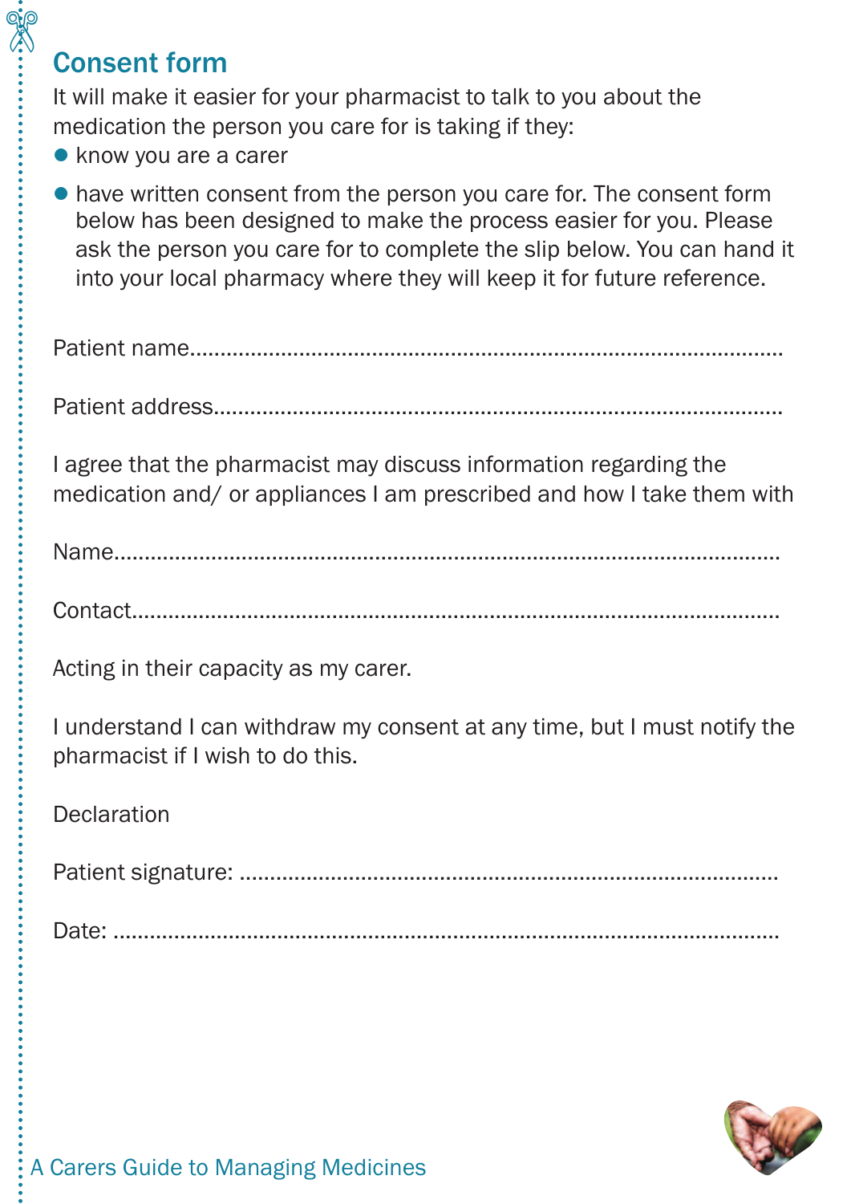## Consent form

It will make it easier for your pharmacist to talk to you about the medication the person you care for is taking if they:

- know you are a carer
- have written consent from the person you care for. The consent form below has been designed to make the process easier for you. Please ask the person you care for to complete the slip below. You can hand it into your local pharmacy where they will keep it for future reference.

Patient name..........................................................................................

Patient address.......................................................................................

I agree that the pharmacist may discuss information regarding the medication and/ or appliances I am prescribed and how I take them with

Name.....................................................................................................

Contact..................................................................................................

Acting in their capacity as my carer.

I understand I can withdraw my consent at any time, but I must notify the pharmacist if I wish to do this.

Declaration

Patient signature: ...................................................................................

Date: .....................................................................................................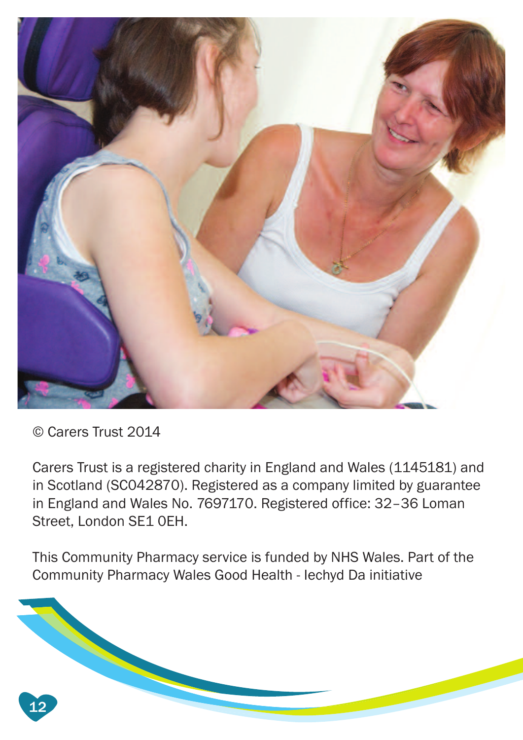© Carers Trust 2014

Carers Trust is a registered charity in England and Wales (1145181) and in Scotland (SC042870). Registered as a company limited by guarantee in England and Wales No. 7697170. Registered office: 32–36 Loman Street, London SE1 0EH.

This Community Pharmacy service is funded by NHS Wales. Part of the Community Pharmacy Wales Good Health - Iechyd Da initiative